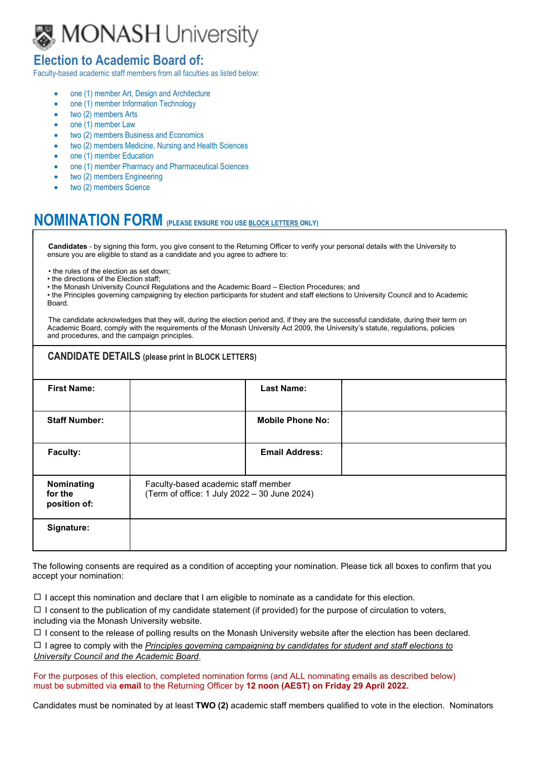# MONASH University

## Election to Academic Board of:

Faculty-based academic staff members from all faculties as listed below:

- one (1) member Art, Design and Architecture
- one (1) member Information Technology
- two (2) members Arts
- one (1) member Law
- two (2) members Business and Economics
- two (2) members Medicine, Nursing and Health Sciences
- one (1) member Education
- one (1) member Pharmacy and Pharmaceutical Sciences
- two (2) members Engineering
- two (2) members Science

## NOMINATION FORM (PLEASE ENSURE YOU USE BLOCK LETTERS ONLY)

**Candidates** - by signing this form, you give consent to the Returning Officer to verify your personal details with the University to ensure you are eligible to stand as a candidate and you agree to adhere to:

- the rules of the election as set down;
- the directions of the Election staff;
- the Monash University Council Regulations and the Academic Board – Election Procedures; and
- the Principles governing campaigning by election participants for student and staff elections to University Council and to Academic Board.

The candidate acknowledges that they will, during the election period and, if they are the successful candidate, during their term on Academic Board, comply with the requirements of the Monash University Act 2009, the University's statute, regulations, policies and procedures, and the campaign principles.

**CANDIDATE DETAILS (please print in BLOCK LETTERS)**

| | | | |
|---|---|---|---|
| **First Name:** | | **Last Name:** | |
| **Staff Number:** | | **Mobile Phone No:** | |
| **Faculty:** | | **Email Address:** | |
| **Nominating for the position of:** | Faculty-based academic staff member (Term of office: 1 July 2022 – 30 June 2024) | | |
| **Signature:** | | | |

The following consents are required as a condition of accepting your nomination. Please tick all boxes to confirm that you accept your nomination:

☐ I accept this nomination and declare that I am eligible to nominate as a candidate for this election.

☐ I consent to the publication of my candidate statement (if provided) for the purpose of circulation to voters, including via the Monash University website.

☐ I consent to the release of polling results on the Monash University website after the election has been declared.

☐ I agree to comply with the *Principles governing campaigning by candidates for student and staff elections to University Council and the Academic Board.*

For the purposes of this election, completed nomination forms (and ALL nominating emails as described below) must be submitted via **email** to the Returning Officer by **12 noon (AEST) on Friday 29 April 2022.**

Candidates must be nominated by at least **TWO (2)** academic staff members qualified to vote in the election. Nominators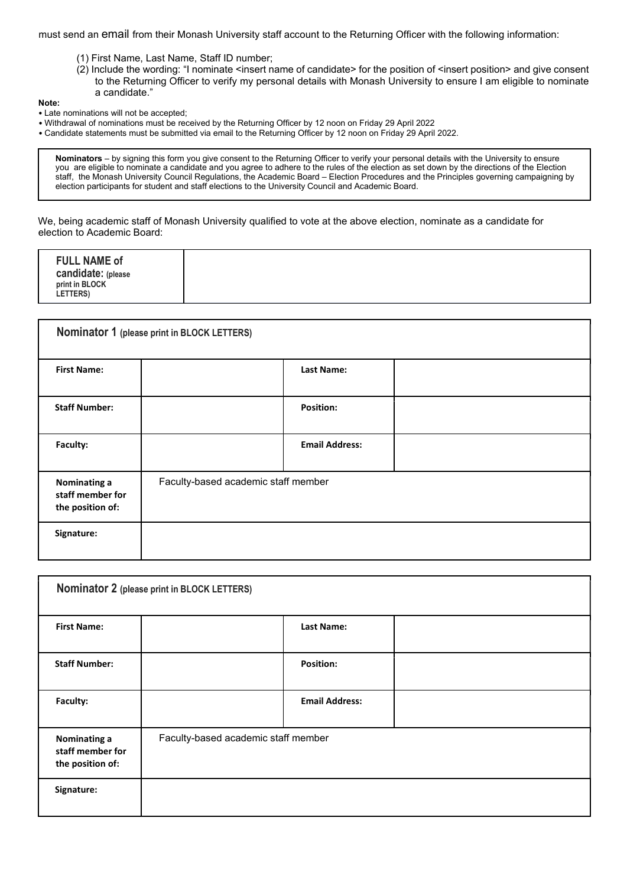must send an email from their Monash University staff account to the Returning Officer with the following information:

(1) First Name, Last Name, Staff ID number;
(2) Include the wording: "I nominate <insert name of candidate> for the position of <insert position> and give consent to the Returning Officer to verify my personal details with Monash University to ensure I am eligible to nominate a candidate."

**Note:**

- Late nominations will not be accepted;
- Withdrawal of nominations must be received by the Returning Officer by 12 noon on Friday 29 April 2022
- Candidate statements must be submitted via email to the Returning Officer by 12 noon on Friday 29 April 2022.

**Nominators** – by signing this form you give consent to the Returning Officer to verify your personal details with the University to ensure you are eligible to nominate a candidate and you agree to adhere to the rules of the election as set down by the directions of the Election staff, the Monash University Council Regulations, the Academic Board – Election Procedures and the Principles governing campaigning by election participants for student and staff elections to the University Council and Academic Board.

We, being academic staff of Monash University qualified to vote at the above election, nominate as a candidate for election to Academic Board:

| **FULL NAME of candidate:** (please print in BLOCK LETTERS) | |
|---|---|

| **Nominator 1** (please print in BLOCK LETTERS) | | | |
|---|---|---|---|
| **First Name:** | | **Last Name:** | |
| **Staff Number:** | | **Position:** | |
| **Faculty:** | | **Email Address:** | |
| **Nominating a staff member for the position of:** | Faculty-based academic staff member | | |
| **Signature:** | | | |

| **Nominator 2** (please print in BLOCK LETTERS) | | | |
|---|---|---|---|
| **First Name:** | | **Last Name:** | |
| **Staff Number:** | | **Position:** | |
| **Faculty:** | | **Email Address:** | |
| **Nominating a staff member for the position of:** | Faculty-based academic staff member | | |
| **Signature:** | | | |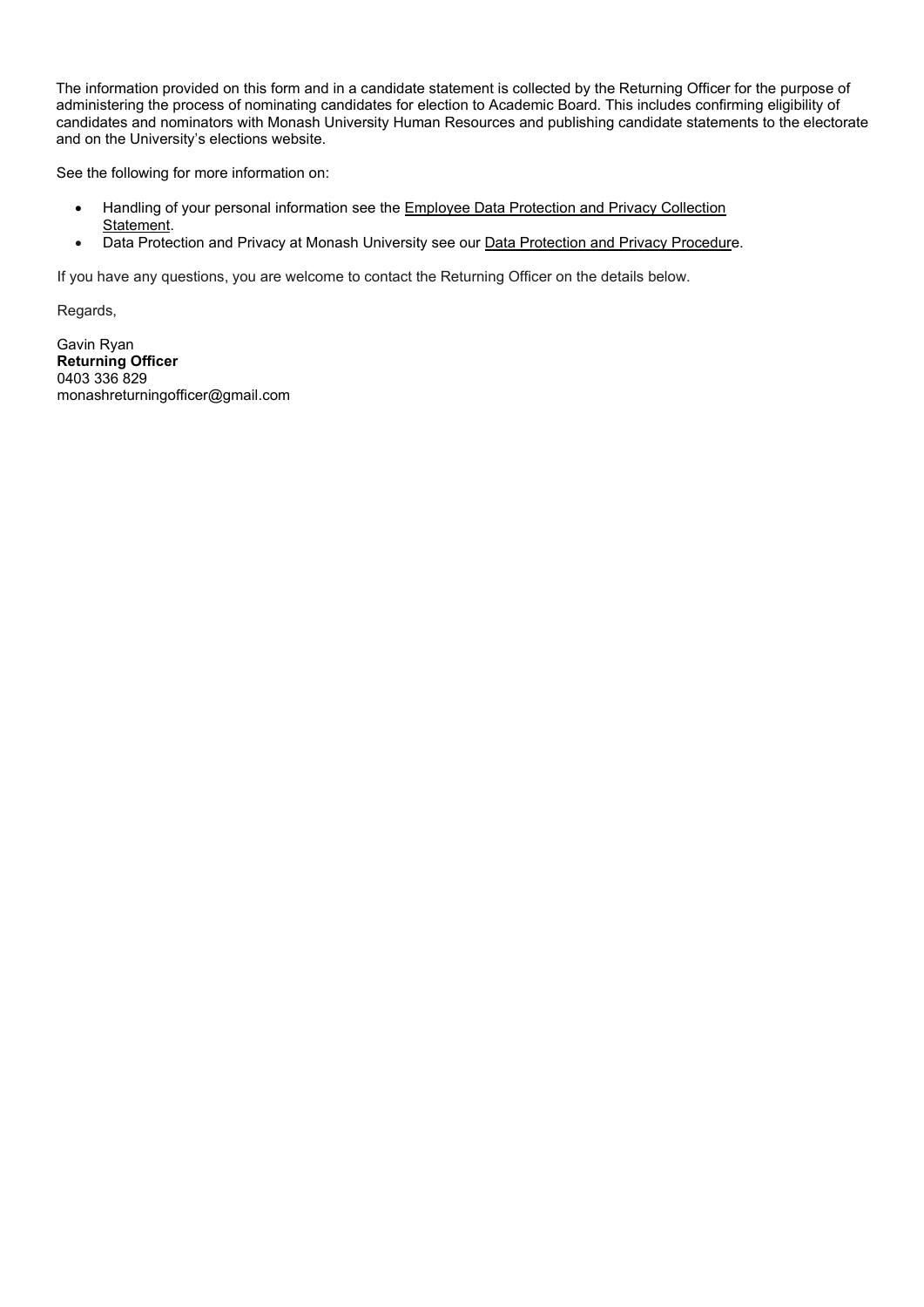The information provided on this form and in a candidate statement is collected by the Returning Officer for the purpose of administering the process of nominating candidates for election to Academic Board. This includes confirming eligibility of candidates and nominators with Monash University Human Resources and publishing candidate statements to the electorate and on the University's elections website.

See the following for more information on:

- Handling of your personal information see the Employee Data Protection and Privacy Collection Statement.
- Data Protection and Privacy at Monash University see our Data Protection and Privacy Procedure.

If you have any questions, you are welcome to contact the Returning Officer on the details below.

Regards,

Gavin Ryan  
**Returning Officer**  
0403 336 829  
monashreturningofficer@gmail.com